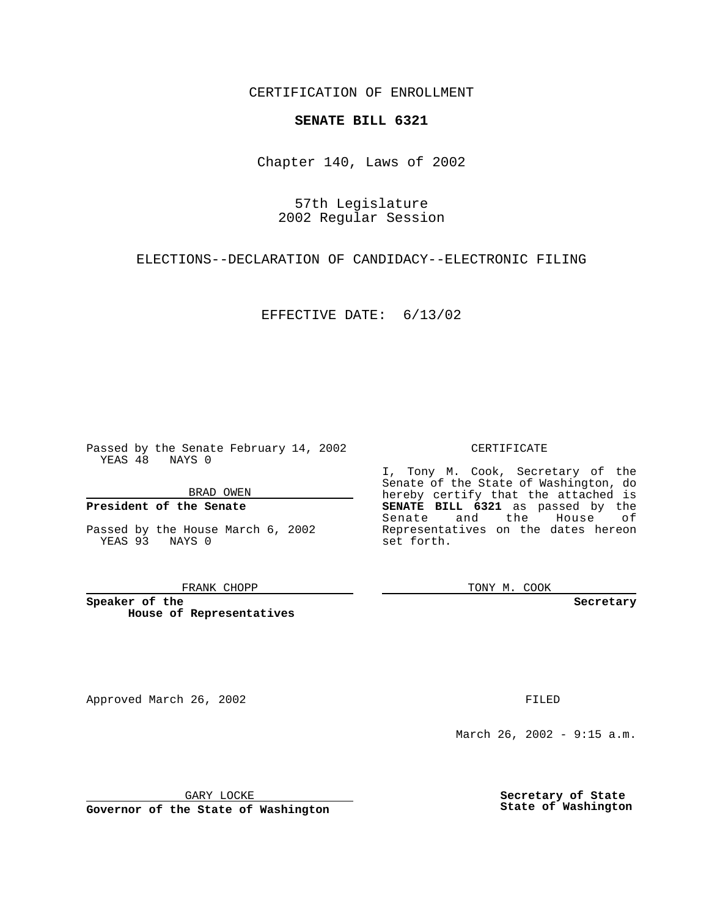CERTIFICATION OF ENROLLMENT

**SENATE BILL 6321**

Chapter 140, Laws of 2002

57th Legislature
2002 Regular Session

ELECTIONS--DECLARATION OF CANDIDACY--ELECTRONIC FILING

EFFECTIVE DATE: 6/13/02

Passed by the Senate February 14, 2002
YEAS 48 NAYS 0

BRAD OWEN

**President of the Senate**

Passed by the House March 6, 2002
YEAS 93 NAYS 0

FRANK CHOPP

**Speaker of the House of Representatives**

CERTIFICATE

I, Tony M. Cook, Secretary of the Senate of the State of Washington, do hereby certify that the attached is **SENATE BILL 6321** as passed by the Senate and the House of Representatives on the dates hereon set forth.

TONY M. COOK

**Secretary**

Approved March 26, 2002

GARY LOCKE

**Governor of the State of Washington**

FILED

March 26, 2002 - 9:15 a.m.

**Secretary of State**
**State of Washington**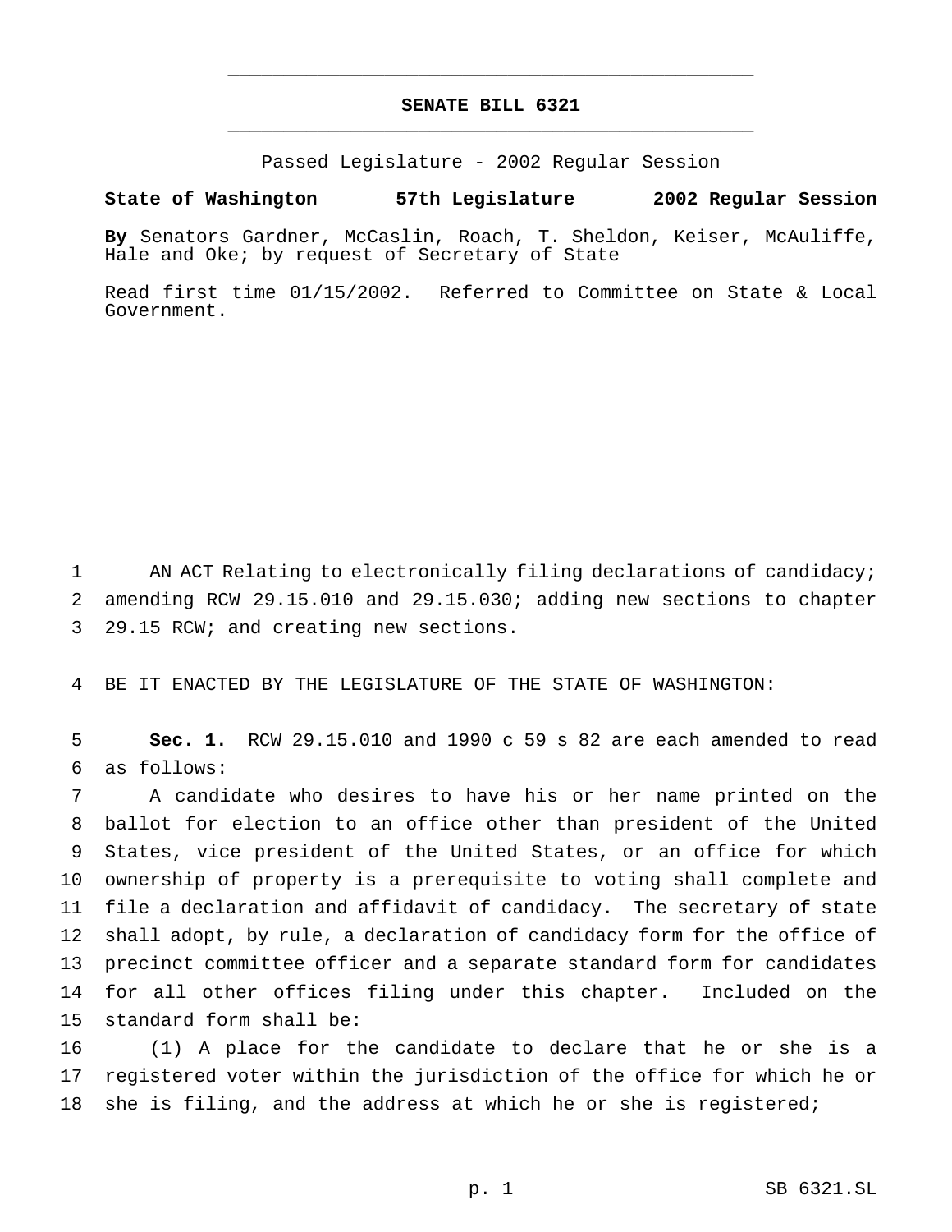# SENATE BILL 6321

Passed Legislature - 2002 Regular Session

**State of Washington 57th Legislature 2002 Regular Session**

**By** Senators Gardner, McCaslin, Roach, T. Sheldon, Keiser, McAuliffe, Hale and Oke; by request of Secretary of State

Read first time 01/15/2002. Referred to Committee on State & Local Government.

AN ACT Relating to electronically filing declarations of candidacy; amending RCW 29.15.010 and 29.15.030; adding new sections to chapter 29.15 RCW; and creating new sections.

BE IT ENACTED BY THE LEGISLATURE OF THE STATE OF WASHINGTON:

**Sec. 1.** RCW 29.15.010 and 1990 c 59 s 82 are each amended to read as follows:

A candidate who desires to have his or her name printed on the ballot for election to an office other than president of the United States, vice president of the United States, or an office for which ownership of property is a prerequisite to voting shall complete and file a declaration and affidavit of candidacy. The secretary of state shall adopt, by rule, a declaration of candidacy form for the office of precinct committee officer and a separate standard form for candidates for all other offices filing under this chapter. Included on the standard form shall be:

(1) A place for the candidate to declare that he or she is a registered voter within the jurisdiction of the office for which he or she is filing, and the address at which he or she is registered;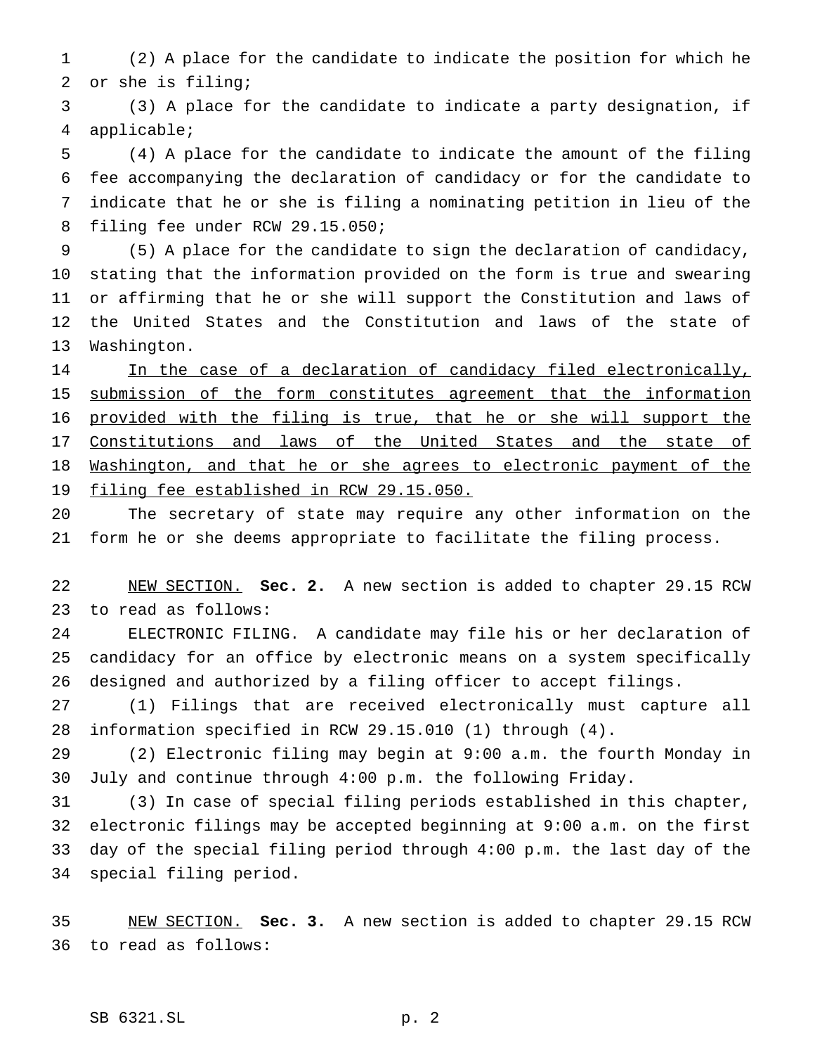(2) A place for the candidate to indicate the position for which he or she is filing;

(3) A place for the candidate to indicate a party designation, if applicable;

(4) A place for the candidate to indicate the amount of the filing fee accompanying the declaration of candidacy or for the candidate to indicate that he or she is filing a nominating petition in lieu of the filing fee under RCW 29.15.050;

(5) A place for the candidate to sign the declaration of candidacy, stating that the information provided on the form is true and swearing or affirming that he or she will support the Constitution and laws of the United States and the Constitution and laws of the state of Washington.

<u>In the case of a declaration of candidacy filed electronically, submission of the form constitutes agreement that the information provided with the filing is true, that he or she will support the Constitutions and laws of the United States and the state of Washington, and that he or she agrees to electronic payment of the filing fee established in RCW 29.15.050.</u>

The secretary of state may require any other information on the form he or she deems appropriate to facilitate the filing process.

<u>NEW SECTION.</u> **Sec. 2.** A new section is added to chapter 29.15 RCW to read as follows:

ELECTRONIC FILING. A candidate may file his or her declaration of candidacy for an office by electronic means on a system specifically designed and authorized by a filing officer to accept filings.

(1) Filings that are received electronically must capture all information specified in RCW 29.15.010 (1) through (4).

(2) Electronic filing may begin at 9:00 a.m. the fourth Monday in July and continue through 4:00 p.m. the following Friday.

(3) In case of special filing periods established in this chapter, electronic filings may be accepted beginning at 9:00 a.m. on the first day of the special filing period through 4:00 p.m. the last day of the special filing period.

<u>NEW SECTION.</u> **Sec. 3.** A new section is added to chapter 29.15 RCW to read as follows: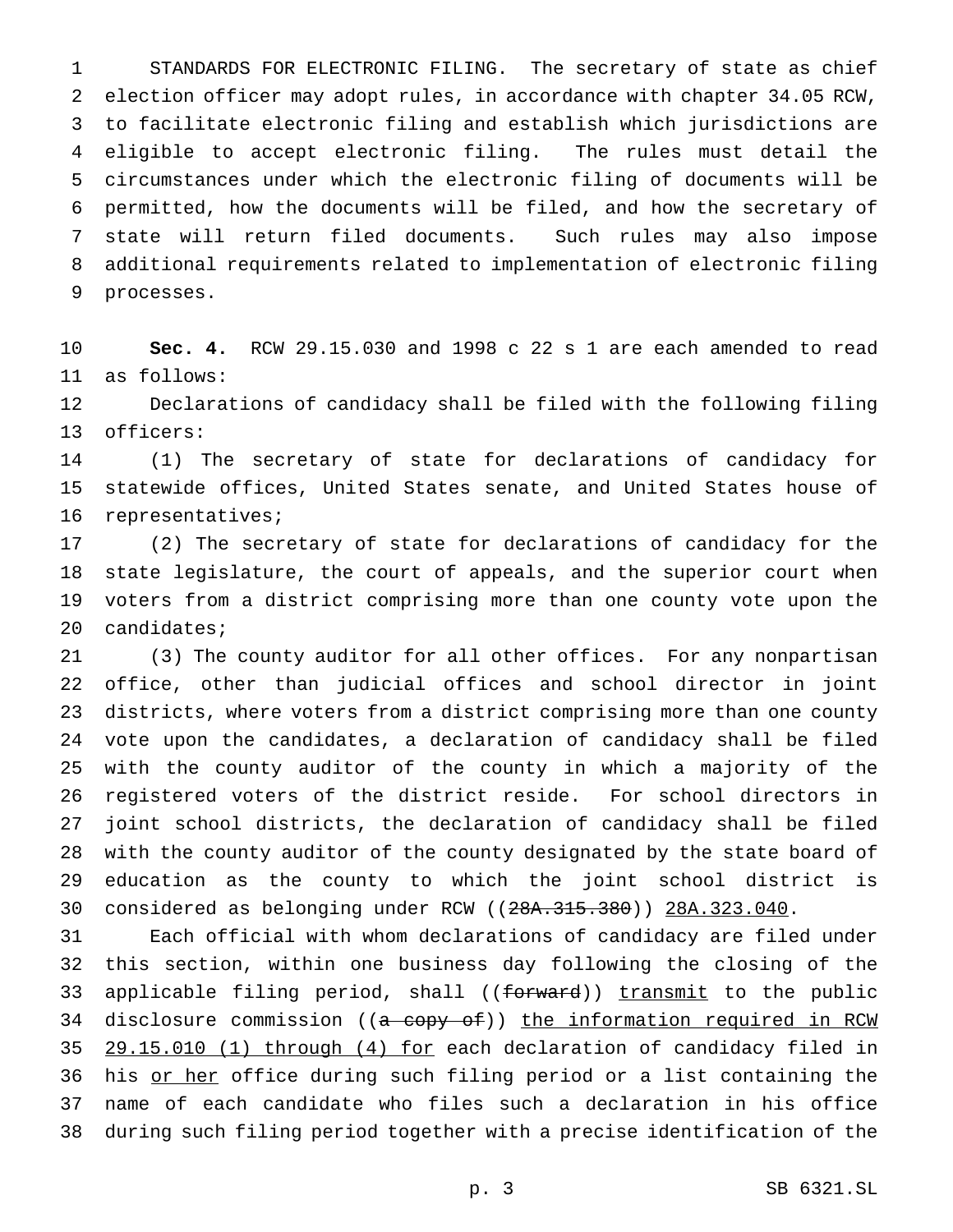STANDARDS FOR ELECTRONIC FILING. The secretary of state as chief election officer may adopt rules, in accordance with chapter 34.05 RCW, to facilitate electronic filing and establish which jurisdictions are eligible to accept electronic filing. The rules must detail the circumstances under which the electronic filing of documents will be permitted, how the documents will be filed, and how the secretary of state will return filed documents. Such rules may also impose additional requirements related to implementation of electronic filing processes.

**Sec. 4.** RCW 29.15.030 and 1998 c 22 s 1 are each amended to read as follows:

Declarations of candidacy shall be filed with the following filing officers:

(1) The secretary of state for declarations of candidacy for statewide offices, United States senate, and United States house of representatives;

(2) The secretary of state for declarations of candidacy for the state legislature, the court of appeals, and the superior court when voters from a district comprising more than one county vote upon the candidates;

(3) The county auditor for all other offices. For any nonpartisan office, other than judicial offices and school director in joint districts, where voters from a district comprising more than one county vote upon the candidates, a declaration of candidacy shall be filed with the county auditor of the county in which a majority of the registered voters of the district reside. For school directors in joint school districts, the declaration of candidacy shall be filed with the county auditor of the county designated by the state board of education as the county to which the joint school district is considered as belonging under RCW ((~~28A.315.380~~)) 28A.323.040.

Each official with whom declarations of candidacy are filed under this section, within one business day following the closing of the applicable filing period, shall ((~~forward~~)) transmit to the public disclosure commission ((~~a copy of~~)) the information required in RCW 29.15.010 (1) through (4) for each declaration of candidacy filed in his or her office during such filing period or a list containing the name of each candidate who files such a declaration in his office during such filing period together with a precise identification of the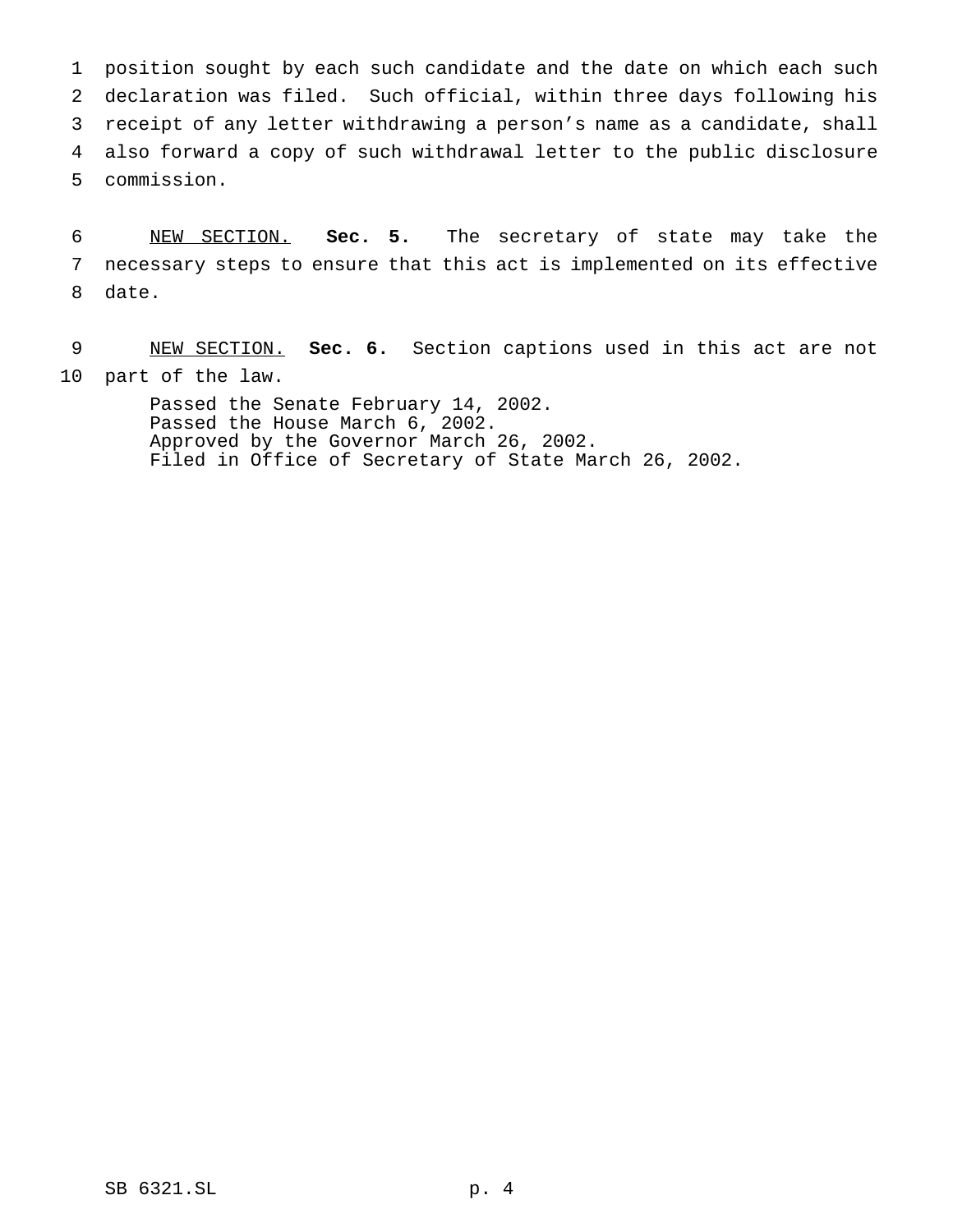position sought by each such candidate and the date on which each such declaration was filed. Such official, within three days following his receipt of any letter withdrawing a person's name as a candidate, shall also forward a copy of such withdrawal letter to the public disclosure commission.

NEW SECTION. **Sec. 5.** The secretary of state may take the necessary steps to ensure that this act is implemented on its effective date.

NEW SECTION. **Sec. 6.** Section captions used in this act are not part of the law.

Passed the Senate February 14, 2002.
Passed the House March 6, 2002.
Approved by the Governor March 26, 2002.
Filed in Office of Secretary of State March 26, 2002.